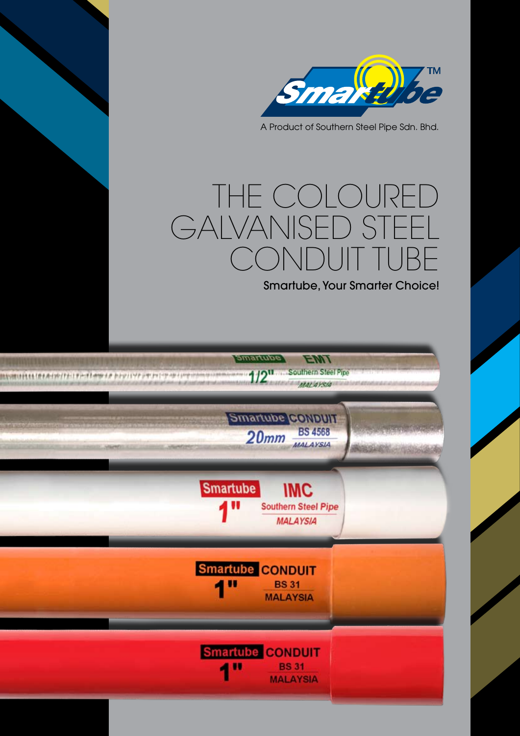Smartube™

A Product of Southern Steel Pipe Sdn. Bhd.

# THE COLOURED GALVANISED STEEL CONDUIT TUBE

Smartube, Your Smarter Choice!

Smartube EMT 1/2" Southern Steel Pipe MALAYSIA

Smartube CONDUIT 20mm BS 4568 MALAYSIA

Smartube IMC 1" Southern Steel Pipe MALAYSIA

Smartube CONDUIT 1" BS 31 MALAYSIA

Smartube CONDUIT 1" BS 31 MALAYSIA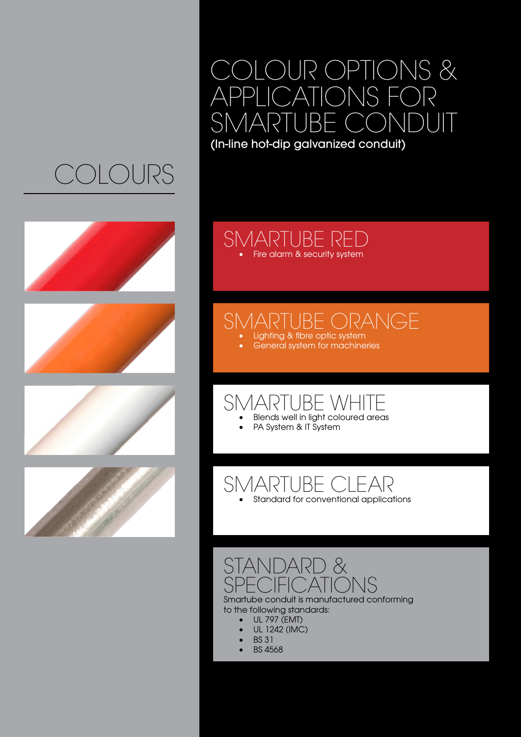# COLOUR OPTIONS & APPLICATIONS FOR SMARTUBE CONDUIT

**(In-line hot-dip galvanized conduit)**

## COLOURS

### SMARTUBE RED

- Fire alarm & security system

### SMARTUBE ORANGE

- Lighting & fibre optic system
- General system for machineries

### SMARTUBE WHITE

- Blends well in light coloured areas
- PA System & IT System

### SMARTUBE CLEAR

- Standard for conventional applications

### STANDARD & SPECIFICATIONS

Smartube conduit is manufactured conforming to the following standards:

- UL 797 (EMT)
- UL 1242 (IMC)
- BS 31
- BS 4568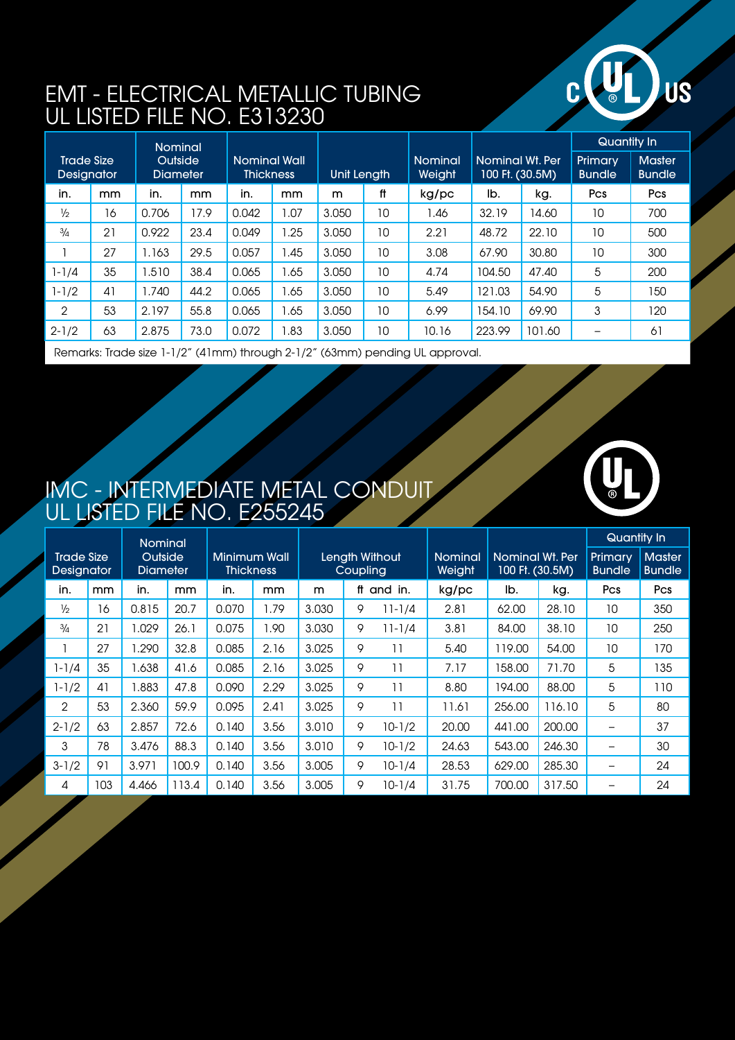# EMT - ELECTRICAL METALLIC TUBING
## UL LISTED FILE NO. E313230

| Trade Size Designator | | Nominal Outside Diameter | | Nominal Wall Thickness | | Unit Length | | Nominal Weight | Nominal Wt. Per 100 Ft. (30.5M) | | Quantity In | |
|---|---|---|---|---|---|---|---|---|---|---|---|---|
| | | | | | | | | | | | Primary Bundle | Master Bundle |
| in. | mm | in. | mm | in. | mm | m | ft | kg/pc | lb. | kg. | Pcs | Pcs |
| ½ | 16 | 0.706 | 17.9 | 0.042 | 1.07 | 3.050 | 10 | 1.46 | 32.19 | 14.60 | 10 | 700 |
| ¾ | 21 | 0.922 | 23.4 | 0.049 | 1.25 | 3.050 | 10 | 2.21 | 48.72 | 22.10 | 10 | 500 |
| 1 | 27 | 1.163 | 29.5 | 0.057 | 1.45 | 3.050 | 10 | 3.08 | 67.90 | 30.80 | 10 | 300 |
| 1-1/4 | 35 | 1.510 | 38.4 | 0.065 | 1.65 | 3.050 | 10 | 4.74 | 104.50 | 47.40 | 5 | 200 |
| 1-1/2 | 41 | 1.740 | 44.2 | 0.065 | 1.65 | 3.050 | 10 | 5.49 | 121.03 | 54.90 | 5 | 150 |
| 2 | 53 | 2.197 | 55.8 | 0.065 | 1.65 | 3.050 | 10 | 6.99 | 154.10 | 69.90 | 3 | 120 |
| 2-1/2 | 63 | 2.875 | 73.0 | 0.072 | 1.83 | 3.050 | 10 | 10.16 | 223.99 | 101.60 | – | 61 |

Remarks: Trade size 1-1/2" (41mm) through 2-1/2" (63mm) pending UL approval.

# IMC - INTERMEDIATE METAL CONDUIT
## UL LISTED FILE NO. E255245

| Trade Size Designator | | Nominal Outside Diameter | | Minimum Wall Thickness | | Length Without Coupling | | | Nominal Weight | Nominal Wt. Per 100 Ft. (30.5M) | | Quantity In | |
|---|---|---|---|---|---|---|---|---|---|---|---|---|---|
| | | | | | | | | | | | | Primary Bundle | Master Bundle |
| in. | mm | in. | mm | in. | mm | m | ft and in. | | kg/pc | lb. | kg. | Pcs | Pcs |
| ½ | 16 | 0.815 | 20.7 | 0.070 | 1.79 | 3.030 | 9 | 11-1/4 | 2.81 | 62.00 | 28.10 | 10 | 350 |
| ¾ | 21 | 1.029 | 26.1 | 0.075 | 1.90 | 3.030 | 9 | 11-1/4 | 3.81 | 84.00 | 38.10 | 10 | 250 |
| 1 | 27 | 1.290 | 32.8 | 0.085 | 2.16 | 3.025 | 9 | 11 | 5.40 | 119.00 | 54.00 | 10 | 170 |
| 1-1/4 | 35 | 1.638 | 41.6 | 0.085 | 2.16 | 3.025 | 9 | 11 | 7.17 | 158.00 | 71.70 | 5 | 135 |
| 1-1/2 | 41 | 1.883 | 47.8 | 0.090 | 2.29 | 3.025 | 9 | 11 | 8.80 | 194.00 | 88.00 | 5 | 110 |
| 2 | 53 | 2.360 | 59.9 | 0.095 | 2.41 | 3.025 | 9 | 11 | 11.61 | 256.00 | 116.10 | 5 | 80 |
| 2-1/2 | 63 | 2.857 | 72.6 | 0.140 | 3.56 | 3.010 | 9 | 10-1/2 | 20.00 | 441.00 | 200.00 | – | 37 |
| 3 | 78 | 3.476 | 88.3 | 0.140 | 3.56 | 3.010 | 9 | 10-1/2 | 24.63 | 543.00 | 246.30 | – | 30 |
| 3-1/2 | 91 | 3.971 | 100.9 | 0.140 | 3.56 | 3.005 | 9 | 10-1/4 | 28.53 | 629.00 | 285.30 | – | 24 |
| 4 | 103 | 4.466 | 113.4 | 0.140 | 3.56 | 3.005 | 9 | 10-1/4 | 31.75 | 700.00 | 317.50 | – | 24 |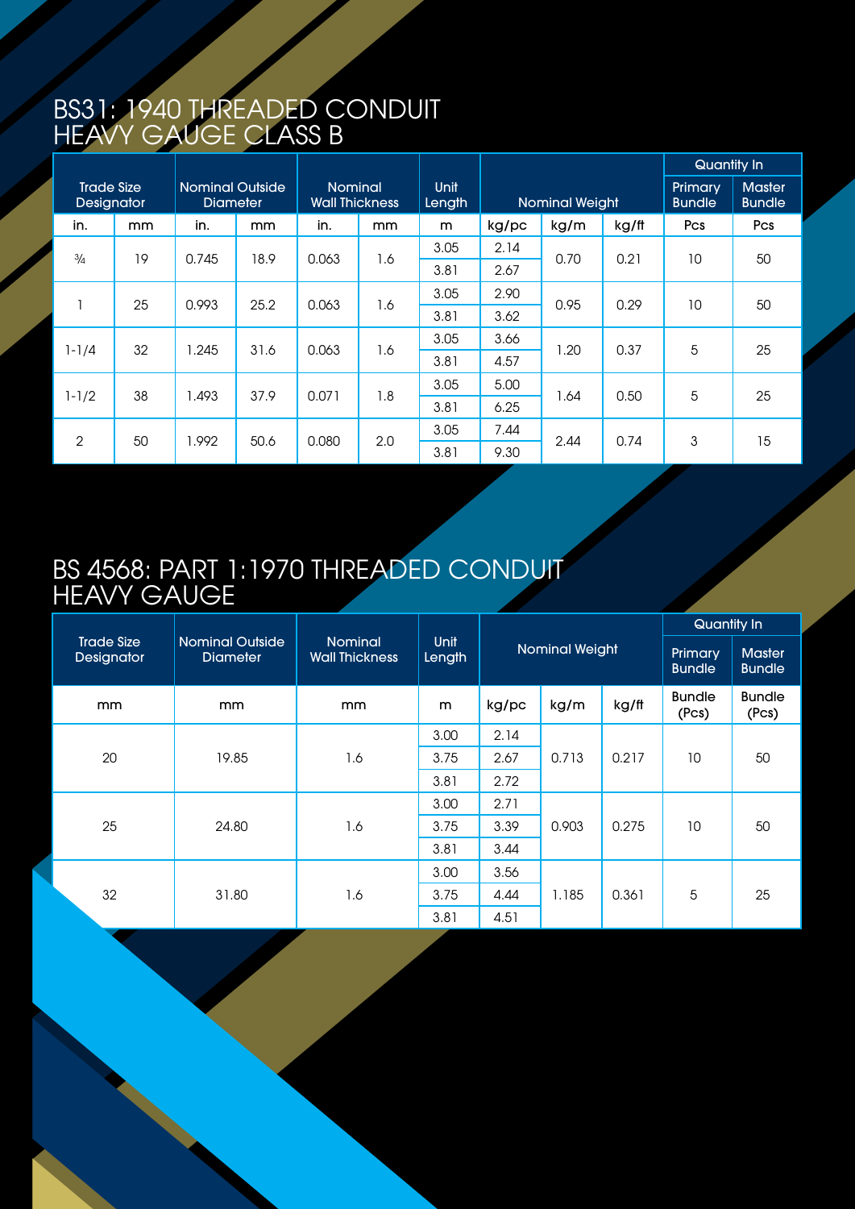# BS31: 1940 THREADED CONDUIT HEAVY GAUGE CLASS B

| Trade Size Designator | | Nominal Outside Diameter | | Nominal Wall Thickness | | Unit Length | Nominal Weight | | | Quantity In | |
|---|---|---|---|---|---|---|---|---|---|---|---|
| | | | | | | | | | | Primary Bundle | Master Bundle |
| in. | mm | in. | mm | in. | mm | m | kg/pc | kg/m | kg/ft | Pcs | Pcs |
| ¾ | 19 | 0.745 | 18.9 | 0.063 | 1.6 | 3.05 | 2.14 | 0.70 | 0.21 | 10 | 50 |
| | | | | | | 3.81 | 2.67 | | | | |
| 1 | 25 | 0.993 | 25.2 | 0.063 | 1.6 | 3.05 | 2.90 | 0.95 | 0.29 | 10 | 50 |
| | | | | | | 3.81 | 3.62 | | | | |
| 1-1/4 | 32 | 1.245 | 31.6 | 0.063 | 1.6 | 3.05 | 3.66 | 1.20 | 0.37 | 5 | 25 |
| | | | | | | 3.81 | 4.57 | | | | |
| 1-1/2 | 38 | 1.493 | 37.9 | 0.071 | 1.8 | 3.05 | 5.00 | 1.64 | 0.50 | 5 | 25 |
| | | | | | | 3.81 | 6.25 | | | | |
| 2 | 50 | 1.992 | 50.6 | 0.080 | 2.0 | 3.05 | 7.44 | 2.44 | 0.74 | 3 | 15 |
| | | | | | | 3.81 | 9.30 | | | | |

# BS 4568: PART 1:1970 THREADED CONDUIT HEAVY GAUGE

| Trade Size Designator | Nominal Outside Diameter | Nominal Wall Thickness | Unit Length | Nominal Weight | | | Quantity In | |
|---|---|---|---|---|---|---|---|---|
| | | | | | | | Primary Bundle | Master Bundle |
| mm | mm | mm | m | kg/pc | kg/m | kg/ft | Bundle (Pcs) | Bundle (Pcs) |
| 20 | 19.85 | 1.6 | 3.00 | 2.14 | 0.713 | 0.217 | 10 | 50 |
| | | | 3.75 | 2.67 | | | | |
| | | | 3.81 | 2.72 | | | | |
| 25 | 24.80 | 1.6 | 3.00 | 2.71 | 0.903 | 0.275 | 10 | 50 |
| | | | 3.75 | 3.39 | | | | |
| | | | 3.81 | 3.44 | | | | |
| 32 | 31.80 | 1.6 | 3.00 | 3.56 | 1.185 | 0.361 | 5 | 25 |
| | | | 3.75 | 4.44 | | | | |
| | | | 3.81 | 4.51 | | | | |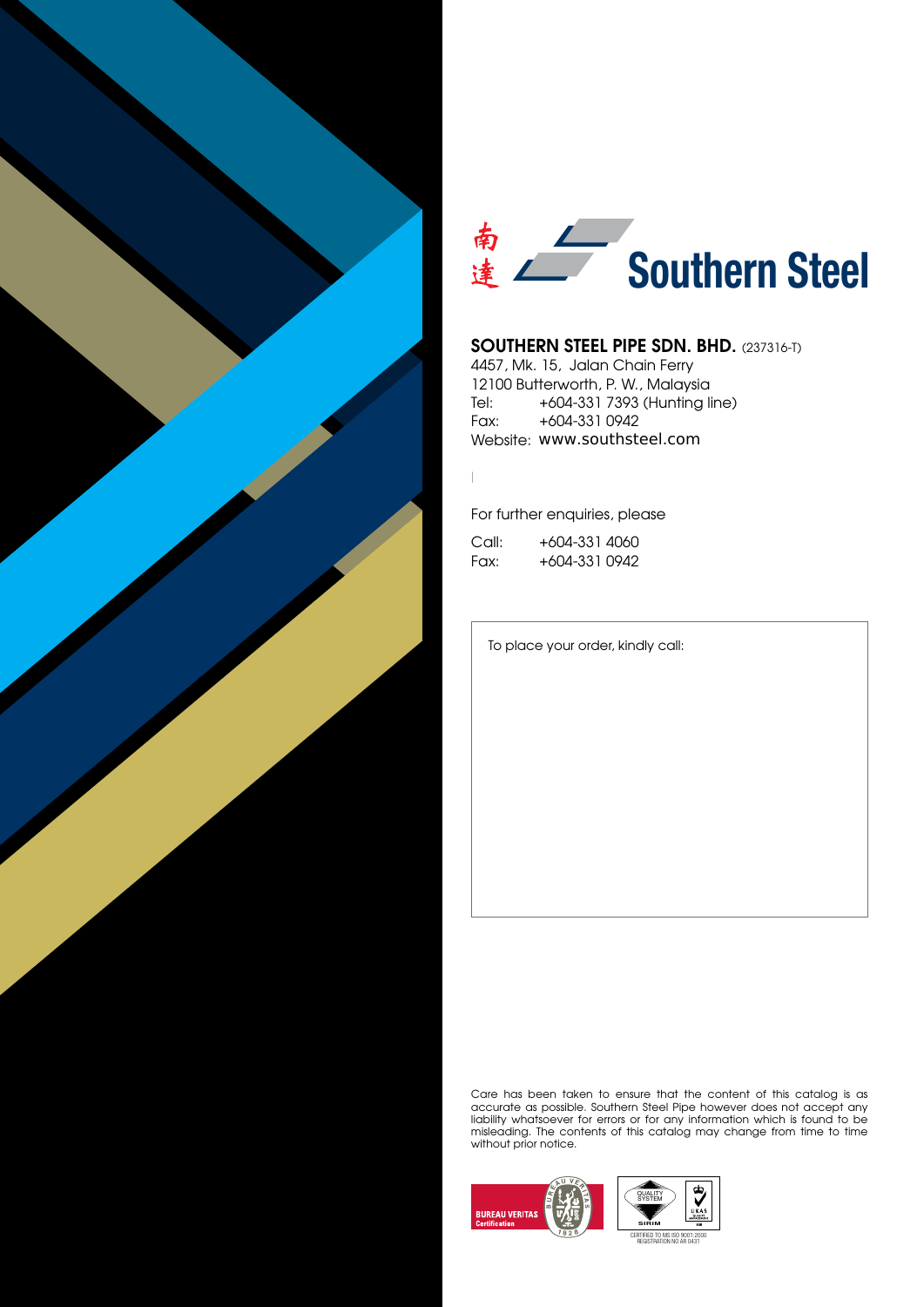南達 Southern Steel

## SOUTHERN STEEL PIPE SDN. BHD. (237316-T)

4457, Mk. 15, Jalan Chain Ferry
12100 Butterworth, P. W., Malaysia
Tel: +604-331 7393 (Hunting line)
Fax: +604-331 0942
Website: www.southsteel.com

For further enquiries, please

Call: +604-331 4060
Fax: +604-331 0942

To place your order, kindly call:

Care has been taken to ensure that the content of this catalog is as accurate as possible. Southern Steel Pipe however does not accept any liability whatsoever for errors or for any information which is found to be misleading. The contents of this catalog may change from time to time without prior notice.

BUREAU VERITAS Certification

CERTIFIED TO MS ISO 9001:2000
REGISTRATION NO AR 0431